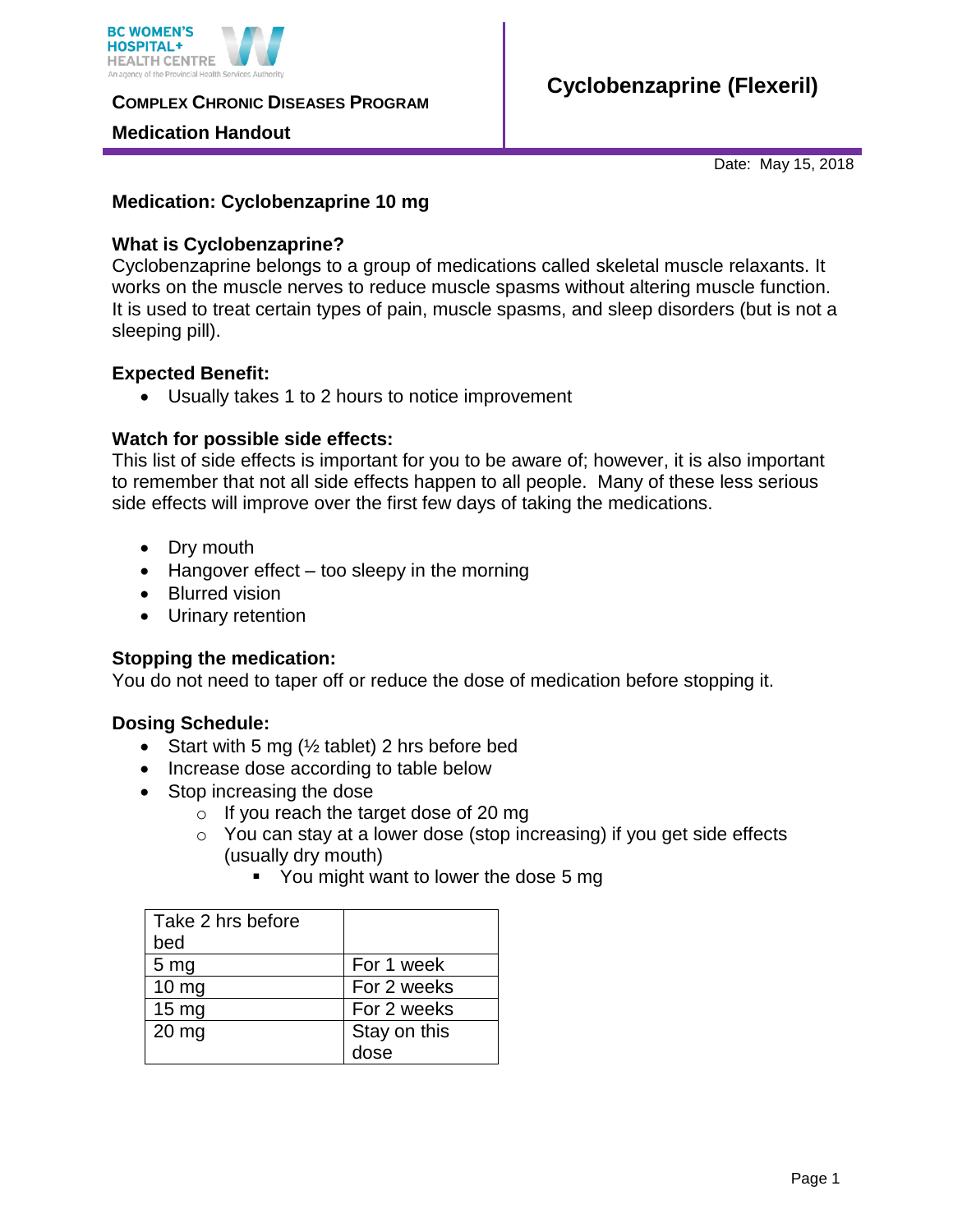BC WOMEN'S HOSPITAL+ HEALTH CENTRE
An agency of the Provincial Health Services Authority

**COMPLEX CHRONIC DISEASES PROGRAM**

**Medication Handout**

# Cyclobenzaprine (Flexeril)

Date: May 15, 2018

## Medication: Cyclobenzaprine 10 mg

### What is Cyclobenzaprine?

Cyclobenzaprine belongs to a group of medications called skeletal muscle relaxants. It works on the muscle nerves to reduce muscle spasms without altering muscle function. It is used to treat certain types of pain, muscle spasms, and sleep disorders (but is not a sleeping pill).

### Expected Benefit:

- Usually takes 1 to 2 hours to notice improvement

### Watch for possible side effects:

This list of side effects is important for you to be aware of; however, it is also important to remember that not all side effects happen to all people. Many of these less serious side effects will improve over the first few days of taking the medications.

- Dry mouth
- Hangover effect – too sleepy in the morning
- Blurred vision
- Urinary retention

### Stopping the medication:

You do not need to taper off or reduce the dose of medication before stopping it.

### Dosing Schedule:

- Start with 5 mg (½ tablet) 2 hrs before bed
- Increase dose according to table below
- Stop increasing the dose
  - If you reach the target dose of 20 mg
  - You can stay at a lower dose (stop increasing) if you get side effects (usually dry mouth)
    - You might want to lower the dose 5 mg

| Take 2 hrs before bed | |
|---|---|
| 5 mg | For 1 week |
| 10 mg | For 2 weeks |
| 15 mg | For 2 weeks |
| 20 mg | Stay on this dose |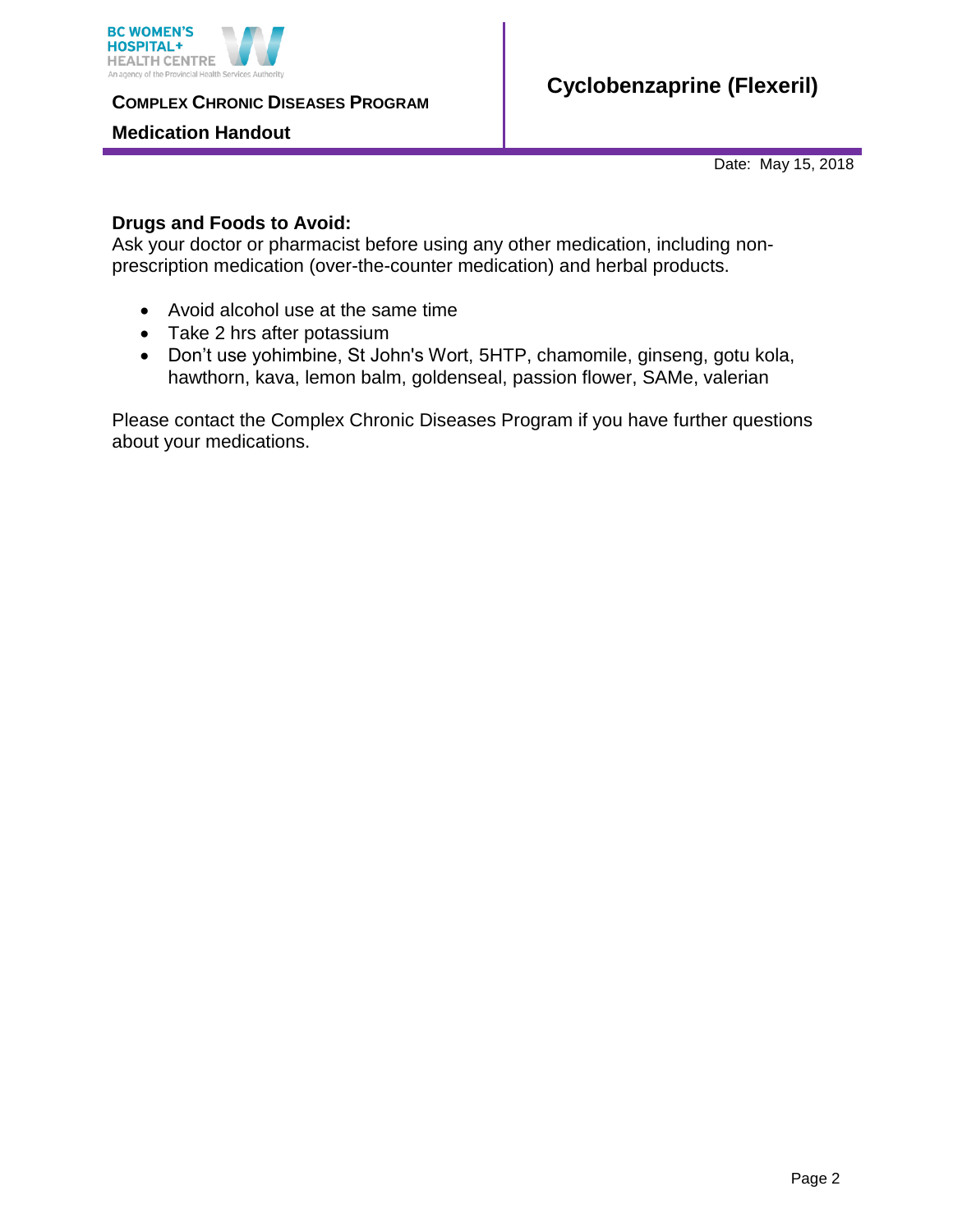**Drugs and Foods to Avoid:**
Ask your doctor or pharmacist before using any other medication, including non-prescription medication (over-the-counter medication) and herbal products.

- Avoid alcohol use at the same time
- Take 2 hrs after potassium
- Don't use yohimbine, St John's Wort, 5HTP, chamomile, ginseng, gotu kola, hawthorn, kava, lemon balm, goldenseal, passion flower, SAMe, valerian

Please contact the Complex Chronic Diseases Program if you have further questions about your medications.